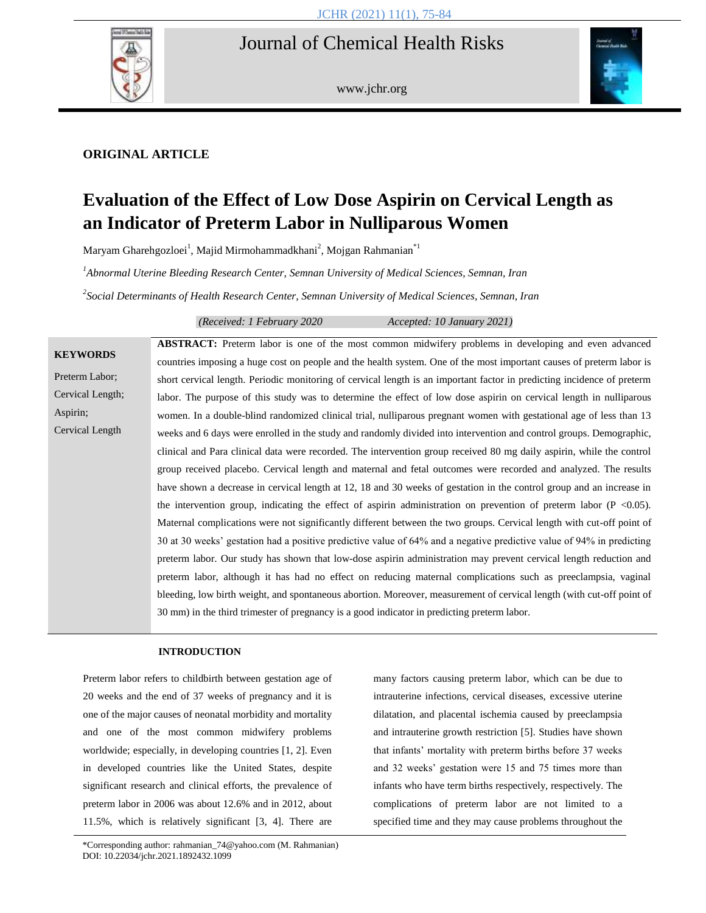**ORIGINAL ARTICLE**

# Evaluation of the Effect of Low Dose Aspirin on Cervical Length as an Indicator of Preterm Labor in Nulliparous Women

Maryam Gharehgozloei[1], Majid Mirmohammadkhani[2], Mojgan Rahmanian[*1]

[1]*Abnormal Uterine Bleeding Research Center, Semnan University of Medical Sciences, Semnan, Iran*

[2]*Social Determinants of Health Research Center, Semnan University of Medical Sciences, Semnan, Iran*

*(Received: 1 February 2020 Accepted: 10 January 2021)*

**KEYWORDS**

Preterm Labor;
Cervical Length;
Aspirin;
Cervical Length

**ABSTRACT:** Preterm labor is one of the most common midwifery problems in developing and even advanced countries imposing a huge cost on people and the health system. One of the most important causes of preterm labor is short cervical length. Periodic monitoring of cervical length is an important factor in predicting incidence of preterm labor. The purpose of this study was to determine the effect of low dose aspirin on cervical length in nulliparous women. In a double-blind randomized clinical trial, nulliparous pregnant women with gestational age of less than 13 weeks and 6 days were enrolled in the study and randomly divided into intervention and control groups. Demographic, clinical and Para clinical data were recorded. The intervention group received 80 mg daily aspirin, while the control group received placebo. Cervical length and maternal and fetal outcomes were recorded and analyzed. The results have shown a decrease in cervical length at 12, 18 and 30 weeks of gestation in the control group and an increase in the intervention group, indicating the effect of aspirin administration on prevention of preterm labor ($P < 0.05$). Maternal complications were not significantly different between the two groups. Cervical length with cut-off point of 30 at 30 weeks' gestation had a positive predictive value of 64% and a negative predictive value of 94% in predicting preterm labor. Our study has shown that low-dose aspirin administration may prevent cervical length reduction and preterm labor, although it has had no effect on reducing maternal complications such as preeclampsia, vaginal bleeding, low birth weight, and spontaneous abortion. Moreover, measurement of cervical length (with cut-off point of 30 mm) in the third trimester of pregnancy is a good indicator in predicting preterm labor.

## INTRODUCTION

Preterm labor refers to childbirth between gestation age of 20 weeks and the end of 37 weeks of pregnancy and it is one of the major causes of neonatal morbidity and mortality and one of the most common midwifery problems worldwide; especially, in developing countries [1, 2]. Even in developed countries like the United States, despite significant research and clinical efforts, the prevalence of preterm labor in 2006 was about 12.6% and in 2012, about 11.5%, which is relatively significant [3, 4]. There are many factors causing preterm labor, which can be due to intrauterine infections, cervical diseases, excessive uterine dilatation, and placental ischemia caused by preeclampsia and intrauterine growth restriction [5]. Studies have shown that infants' mortality with preterm births before 37 weeks and 32 weeks' gestation were 15 and 75 times more than infants who have term births respectively, respectively. The complications of preterm labor are not limited to a specified time and they may cause problems throughout the

*Corresponding author: rahmanian_74@yahoo.com (M. Rahmanian)
DOI: 10.22034/jchr.2021.1892432.1099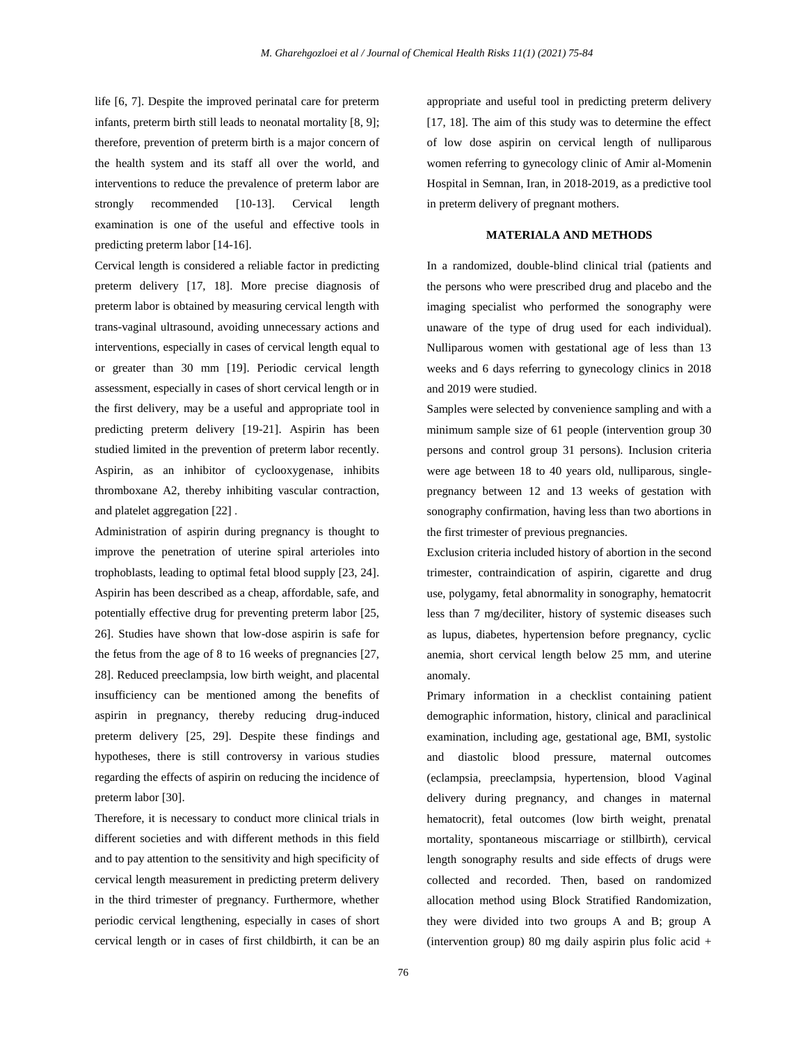life [6, 7]. Despite the improved perinatal care for preterm infants, preterm birth still leads to neonatal mortality [8, 9]; therefore, prevention of preterm birth is a major concern of the health system and its staff all over the world, and interventions to reduce the prevalence of preterm labor are strongly recommended [10-13]. Cervical length examination is one of the useful and effective tools in predicting preterm labor [14-16].

Cervical length is considered a reliable factor in predicting preterm delivery [17, 18]. More precise diagnosis of preterm labor is obtained by measuring cervical length with trans-vaginal ultrasound, avoiding unnecessary actions and interventions, especially in cases of cervical length equal to or greater than 30 mm [19]. Periodic cervical length assessment, especially in cases of short cervical length or in the first delivery, may be a useful and appropriate tool in predicting preterm delivery [19-21]. Aspirin has been studied limited in the prevention of preterm labor recently. Aspirin, as an inhibitor of cyclooxygenase, inhibits thromboxane A2, thereby inhibiting vascular contraction, and platelet aggregation [22] .

Administration of aspirin during pregnancy is thought to improve the penetration of uterine spiral arterioles into trophoblasts, leading to optimal fetal blood supply [23, 24]. Aspirin has been described as a cheap, affordable, safe, and potentially effective drug for preventing preterm labor [25, 26]. Studies have shown that low-dose aspirin is safe for the fetus from the age of 8 to 16 weeks of pregnancies [27, 28]. Reduced preeclampsia, low birth weight, and placental insufficiency can be mentioned among the benefits of aspirin in pregnancy, thereby reducing drug-induced preterm delivery [25, 29]. Despite these findings and hypotheses, there is still controversy in various studies regarding the effects of aspirin on reducing the incidence of preterm labor [30].

Therefore, it is necessary to conduct more clinical trials in different societies and with different methods in this field and to pay attention to the sensitivity and high specificity of cervical length measurement in predicting preterm delivery in the third trimester of pregnancy. Furthermore, whether periodic cervical lengthening, especially in cases of short cervical length or in cases of first childbirth, it can be an appropriate and useful tool in predicting preterm delivery [17, 18]. The aim of this study was to determine the effect of low dose aspirin on cervical length of nulliparous women referring to gynecology clinic of Amir al-Momenin Hospital in Semnan, Iran, in 2018-2019, as a predictive tool in preterm delivery of pregnant mothers.

## MATERIALA AND METHODS

In a randomized, double-blind clinical trial (patients and the persons who were prescribed drug and placebo and the imaging specialist who performed the sonography were unaware of the type of drug used for each individual). Nulliparous women with gestational age of less than 13 weeks and 6 days referring to gynecology clinics in 2018 and 2019 were studied.

Samples were selected by convenience sampling and with a minimum sample size of 61 people (intervention group 30 persons and control group 31 persons). Inclusion criteria were age between 18 to 40 years old, nulliparous, single-pregnancy between 12 and 13 weeks of gestation with sonography confirmation, having less than two abortions in the first trimester of previous pregnancies.

Exclusion criteria included history of abortion in the second trimester, contraindication of aspirin, cigarette and drug use, polygamy, fetal abnormality in sonography, hematocrit less than 7 mg/deciliter, history of systemic diseases such as lupus, diabetes, hypertension before pregnancy, cyclic anemia, short cervical length below 25 mm, and uterine anomaly.

Primary information in a checklist containing patient demographic information, history, clinical and paraclinical examination, including age, gestational age, BMI, systolic and diastolic blood pressure, maternal outcomes (eclampsia, preeclampsia, hypertension, blood Vaginal delivery during pregnancy, and changes in maternal hematocrit), fetal outcomes (low birth weight, prenatal mortality, spontaneous miscarriage or stillbirth), cervical length sonography results and side effects of drugs were collected and recorded. Then, based on randomized allocation method using Block Stratified Randomization, they were divided into two groups A and B; group A (intervention group) 80 mg daily aspirin plus folic acid +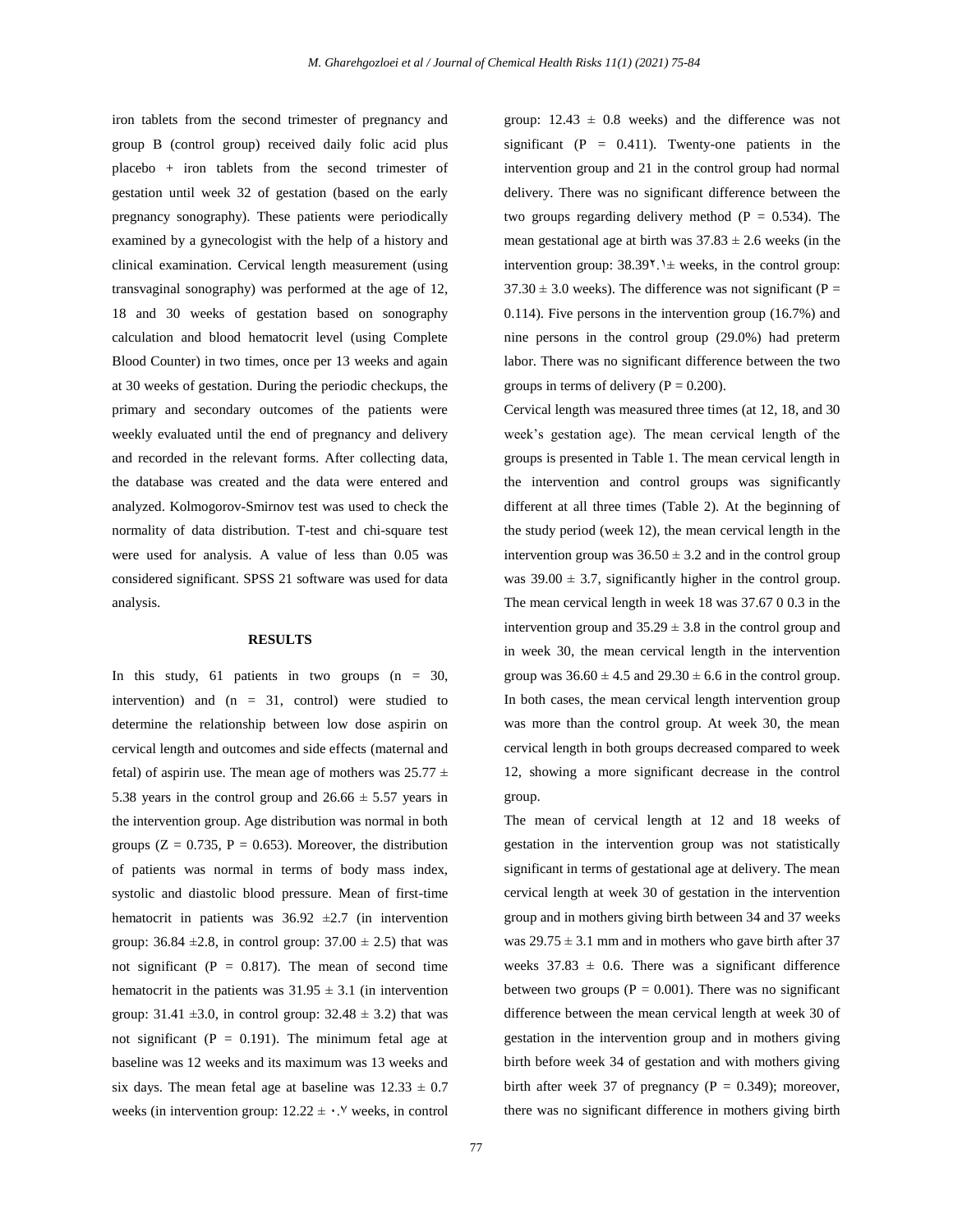iron tablets from the second trimester of pregnancy and group B (control group) received daily folic acid plus placebo + iron tablets from the second trimester of gestation until week 32 of gestation (based on the early pregnancy sonography). These patients were periodically examined by a gynecologist with the help of a history and clinical examination. Cervical length measurement (using transvaginal sonography) was performed at the age of 12, 18 and 30 weeks of gestation based on sonography calculation and blood hematocrit level (using Complete Blood Counter) in two times, once per 13 weeks and again at 30 weeks of gestation. During the periodic checkups, the primary and secondary outcomes of the patients were weekly evaluated until the end of pregnancy and delivery and recorded in the relevant forms. After collecting data, the database was created and the data were entered and analyzed. Kolmogorov-Smirnov test was used to check the normality of data distribution. T-test and chi-square test were used for analysis. A value of less than 0.05 was considered significant. SPSS 21 software was used for data analysis.

## RESULTS

In this study, 61 patients in two groups (n = 30, intervention) and (n = 31, control) were studied to determine the relationship between low dose aspirin on cervical length and outcomes and side effects (maternal and fetal) of aspirin use. The mean age of mothers was 25.77 ± 5.38 years in the control group and 26.66 ± 5.57 years in the intervention group. Age distribution was normal in both groups (Z = 0.735, P = 0.653). Moreover, the distribution of patients was normal in terms of body mass index, systolic and diastolic blood pressure. Mean of first-time hematocrit in patients was 36.92 ±2.7 (in intervention group: 36.84 ±2.8, in control group: 37.00 ± 2.5) that was not significant (P = 0.817). The mean of second time hematocrit in the patients was 31.95 ± 3.1 (in intervention group: 31.41 ±3.0, in control group: 32.48 ± 3.2) that was not significant (P = 0.191). The minimum fetal age at baseline was 12 weeks and its maximum was 13 weeks and six days. The mean fetal age at baseline was 12.33 ± 0.7 weeks (in intervention group: 12.22 ± ۰.۷ weeks, in control group: 12.43 ± 0.8 weeks) and the difference was not significant (P = 0.411). Twenty-one patients in the intervention group and 21 in the control group had normal delivery. There was no significant difference between the two groups regarding delivery method (P = 0.534). The mean gestational age at birth was 37.83 ± 2.6 weeks (in the intervention group: 38.39۲.۱± weeks, in the control group: 37.30 ± 3.0 weeks). The difference was not significant (P = 0.114). Five persons in the intervention group (16.7%) and nine persons in the control group (29.0%) had preterm labor. There was no significant difference between the two groups in terms of delivery (P = 0.200).

Cervical length was measured three times (at 12, 18, and 30 week's gestation age). The mean cervical length of the groups is presented in Table 1. The mean cervical length in the intervention and control groups was significantly different at all three times (Table 2). At the beginning of the study period (week 12), the mean cervical length in the intervention group was 36.50 ± 3.2 and in the control group was 39.00 ± 3.7, significantly higher in the control group. The mean cervical length in week 18 was 37.67 0 0.3 in the intervention group and 35.29 ± 3.8 in the control group and in week 30, the mean cervical length in the intervention group was 36.60 ± 4.5 and 29.30 ± 6.6 in the control group. In both cases, the mean cervical length intervention group was more than the control group. At week 30, the mean cervical length in both groups decreased compared to week 12, showing a more significant decrease in the control group.

The mean of cervical length at 12 and 18 weeks of gestation in the intervention group was not statistically significant in terms of gestational age at delivery. The mean cervical length at week 30 of gestation in the intervention group and in mothers giving birth between 34 and 37 weeks was 29.75 ± 3.1 mm and in mothers who gave birth after 37 weeks 37.83 ± 0.6. There was a significant difference between two groups (P = 0.001). There was no significant difference between the mean cervical length at week 30 of gestation in the intervention group and in mothers giving birth before week 34 of gestation and with mothers giving birth after week 37 of pregnancy (P = 0.349); moreover, there was no significant difference in mothers giving birth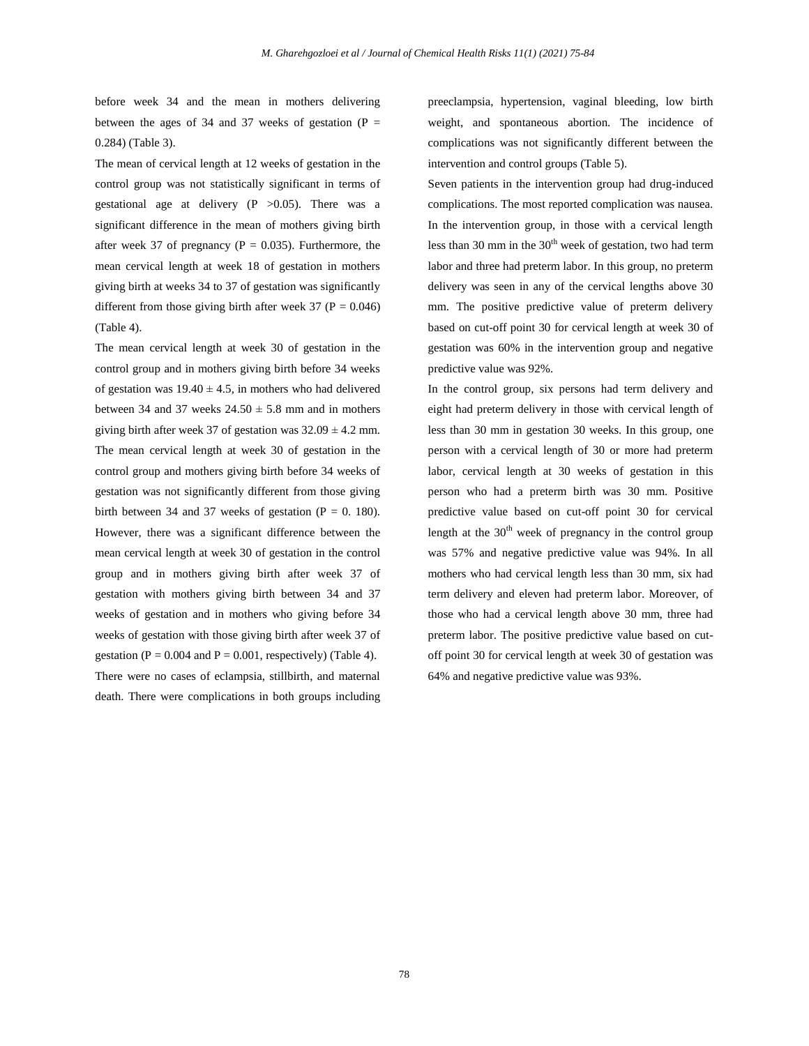before week 34 and the mean in mothers delivering between the ages of 34 and 37 weeks of gestation ($P = 0.284$) (Table 3).

The mean of cervical length at 12 weeks of gestation in the control group was not statistically significant in terms of gestational age at delivery ($P > 0.05$). There was a significant difference in the mean of mothers giving birth after week 37 of pregnancy ($P = 0.035$). Furthermore, the mean cervical length at week 18 of gestation in mothers giving birth at weeks 34 to 37 of gestation was significantly different from those giving birth after week 37 ($P = 0.046$) (Table 4).

The mean cervical length at week 30 of gestation in the control group and in mothers giving birth before 34 weeks of gestation was $19.40 \pm 4.5$, in mothers who had delivered between 34 and 37 weeks $24.50 \pm 5.8$ mm and in mothers giving birth after week 37 of gestation was $32.09 \pm 4.2$ mm. The mean cervical length at week 30 of gestation in the control group and mothers giving birth before 34 weeks of gestation was not significantly different from those giving birth between 34 and 37 weeks of gestation ($P = 0.180$). However, there was a significant difference between the mean cervical length at week 30 of gestation in the control group and in mothers giving birth after week 37 of gestation with mothers giving birth between 34 and 37 weeks of gestation and in mothers who giving before 34 weeks of gestation with those giving birth after week 37 of gestation ($P = 0.004$ and $P = 0.001$, respectively) (Table 4).

There were no cases of eclampsia, stillbirth, and maternal death. There were complications in both groups including preeclampsia, hypertension, vaginal bleeding, low birth weight, and spontaneous abortion. The incidence of complications was not significantly different between the intervention and control groups (Table 5).

Seven patients in the intervention group had drug-induced complications. The most reported complication was nausea. In the intervention group, in those with a cervical length less than 30 mm in the $30^{th}$ week of gestation, two had term labor and three had preterm labor. In this group, no preterm delivery was seen in any of the cervical lengths above 30 mm. The positive predictive value of preterm delivery based on cut-off point 30 for cervical length at week 30 of gestation was 60% in the intervention group and negative predictive value was 92%.

In the control group, six persons had term delivery and eight had preterm delivery in those with cervical length of less than 30 mm in gestation 30 weeks. In this group, one person with a cervical length of 30 or more had preterm labor, cervical length at 30 weeks of gestation in this person who had a preterm birth was 30 mm. Positive predictive value based on cut-off point 30 for cervical length at the $30^{th}$ week of pregnancy in the control group was 57% and negative predictive value was 94%. In all mothers who had cervical length less than 30 mm, six had term delivery and eleven had preterm labor. Moreover, of those who had a cervical length above 30 mm, three had preterm labor. The positive predictive value based on cut-off point 30 for cervical length at week 30 of gestation was 64% and negative predictive value was 93%.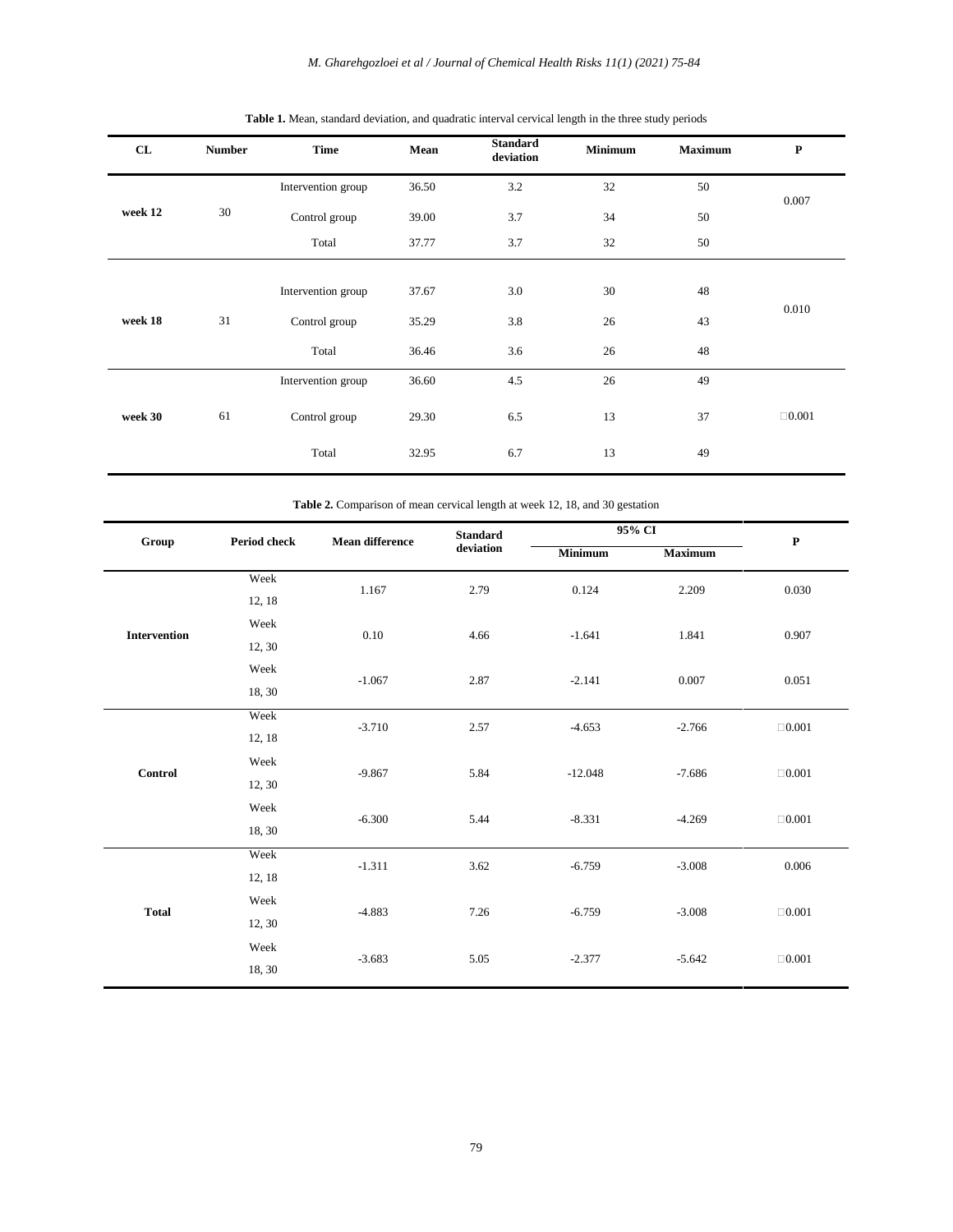**Table 1.** Mean, standard deviation, and quadratic interval cervical length in the three study periods

| CL | Number | Time | Mean | Standard deviation | Minimum | Maximum | P |
|---|---|---|---|---|---|---|---|
| week 12 | 30 | Intervention group | 36.50 | 3.2 | 32 | 50 | 0.007 |
| | | Control group | 39.00 | 3.7 | 34 | 50 | |
| | | Total | 37.77 | 3.7 | 32 | 50 | |
| week 18 | 31 | Intervention group | 37.67 | 3.0 | 30 | 48 | 0.010 |
| | | Control group | 35.29 | 3.8 | 26 | 43 | |
| | | Total | 36.46 | 3.6 | 26 | 48 | |
| week 30 | 61 | Intervention group | 36.60 | 4.5 | 26 | 49 | □0.001 |
| | | Control group | 29.30 | 6.5 | 13 | 37 | |
| | | Total | 32.95 | 6.7 | 13 | 49 | |

**Table 2.** Comparison of mean cervical length at week 12, 18, and 30 gestation

| Group | Period check | Mean difference | Standard deviation | 95% CI | | P |
|---|---|---|---|---|---|---|
| | | | | Minimum | Maximum | |
| Intervention | Week 12, 18 | 1.167 | 2.79 | 0.124 | 2.209 | 0.030 |
| | Week 12, 30 | 0.10 | 4.66 | -1.641 | 1.841 | 0.907 |
| | Week 18, 30 | -1.067 | 2.87 | -2.141 | 0.007 | 0.051 |
| Control | Week 12, 18 | -3.710 | 2.57 | -4.653 | -2.766 | □0.001 |
| | Week 12, 30 | -9.867 | 5.84 | -12.048 | -7.686 | □0.001 |
| | Week 18, 30 | -6.300 | 5.44 | -8.331 | -4.269 | □0.001 |
| Total | Week 12, 18 | -1.311 | 3.62 | -6.759 | -3.008 | 0.006 |
| | Week 12, 30 | -4.883 | 7.26 | -6.759 | -3.008 | □0.001 |
| | Week 18, 30 | -3.683 | 5.05 | -2.377 | -5.642 | □0.001 |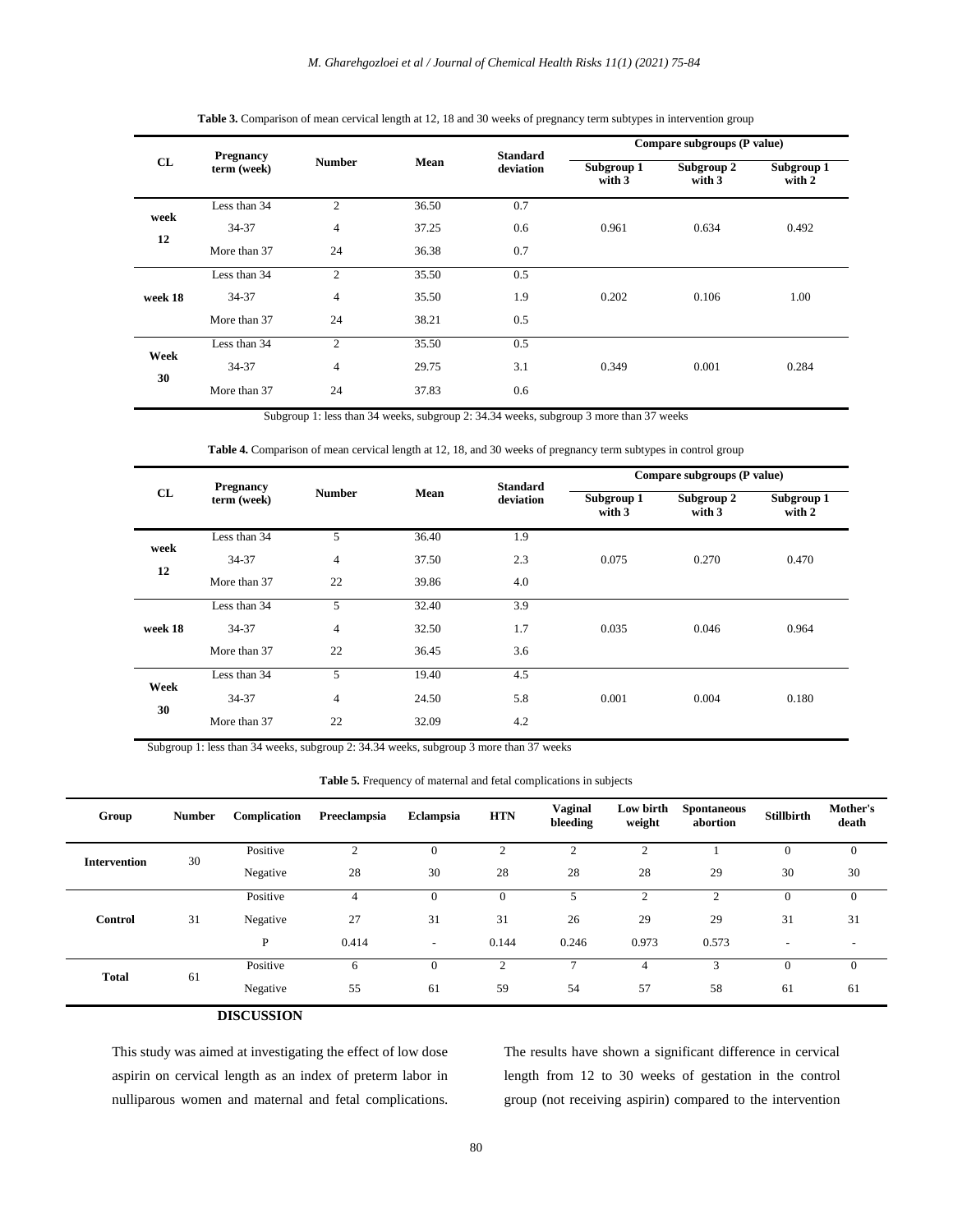**Table 3.** Comparison of mean cervical length at 12, 18 and 30 weeks of pregnancy term subtypes in intervention group

| CL | Pregnancy term (week) | Number | Mean | Standard deviation | Compare subgroups (P value) | | |
|---|---|---|---|---|---|---|---|
| | | | | | Subgroup 1 with 3 | Subgroup 2 with 3 | Subgroup 1 with 2 |
| week 12 | Less than 34 | 2 | 36.50 | 0.7 | 0.961 | 0.634 | 0.492 |
| | 34-37 | 4 | 37.25 | 0.6 | | | |
| | More than 37 | 24 | 36.38 | 0.7 | | | |
| week 18 | Less than 34 | 2 | 35.50 | 0.5 | 0.202 | 0.106 | 1.00 |
| | 34-37 | 4 | 35.50 | 1.9 | | | |
| | More than 37 | 24 | 38.21 | 0.5 | | | |
| Week 30 | Less than 34 | 2 | 35.50 | 0.5 | 0.349 | 0.001 | 0.284 |
| | 34-37 | 4 | 29.75 | 3.1 | | | |
| | More than 37 | 24 | 37.83 | 0.6 | | | |

Subgroup 1: less than 34 weeks, subgroup 2: 34.34 weeks, subgroup 3 more than 37 weeks

**Table 4.** Comparison of mean cervical length at 12, 18, and 30 weeks of pregnancy term subtypes in control group

| CL | Pregnancy term (week) | Number | Mean | Standard deviation | Compare subgroups (P value) | | |
|---|---|---|---|---|---|---|---|
| | | | | | Subgroup 1 with 3 | Subgroup 2 with 3 | Subgroup 1 with 2 |
| week 12 | Less than 34 | 5 | 36.40 | 1.9 | 0.075 | 0.270 | 0.470 |
| | 34-37 | 4 | 37.50 | 2.3 | | | |
| | More than 37 | 22 | 39.86 | 4.0 | | | |
| week 18 | Less than 34 | 5 | 32.40 | 3.9 | 0.035 | 0.046 | 0.964 |
| | 34-37 | 4 | 32.50 | 1.7 | | | |
| | More than 37 | 22 | 36.45 | 3.6 | | | |
| Week 30 | Less than 34 | 5 | 19.40 | 4.5 | 0.001 | 0.004 | 0.180 |
| | 34-37 | 4 | 24.50 | 5.8 | | | |
| | More than 37 | 22 | 32.09 | 4.2 | | | |

Subgroup 1: less than 34 weeks, subgroup 2: 34.34 weeks, subgroup 3 more than 37 weeks

**Table 5.** Frequency of maternal and fetal complications in subjects

| Group | Number | Complication | Preeclampsia | Eclampsia | HTN | Vaginal bleeding | Low birth weight | Spontaneous abortion | Stillbirth | Mother's death |
|---|---|---|---|---|---|---|---|---|---|---|
| Intervention | 30 | Positive | 2 | 0 | 2 | 2 | 2 | 1 | 0 | 0 |
| | | Negative | 28 | 30 | 28 | 28 | 28 | 29 | 30 | 30 |
| Control | 31 | Positive | 4 | 0 | 0 | 5 | 2 | 2 | 0 | 0 |
| | | Negative | 27 | 31 | 31 | 26 | 29 | 29 | 31 | 31 |
| | | P | 0.414 | - | 0.144 | 0.246 | 0.973 | 0.573 | - | - |
| Total | 61 | Positive | 6 | 0 | 2 | 7 | 4 | 3 | 0 | 0 |
| | | Negative | 55 | 61 | 59 | 54 | 57 | 58 | 61 | 61 |

## DISCUSSION

This study was aimed at investigating the effect of low dose aspirin on cervical length as an index of preterm labor in nulliparous women and maternal and fetal complications. The results have shown a significant difference in cervical length from 12 to 30 weeks of gestation in the control group (not receiving aspirin) compared to the intervention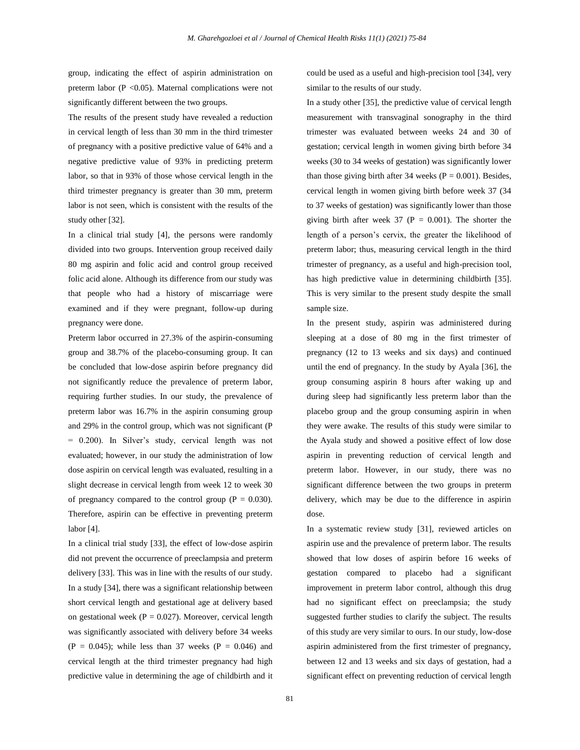group, indicating the effect of aspirin administration on preterm labor (P <0.05). Maternal complications were not significantly different between the two groups.

The results of the present study have revealed a reduction in cervical length of less than 30 mm in the third trimester of pregnancy with a positive predictive value of 64% and a negative predictive value of 93% in predicting preterm labor, so that in 93% of those whose cervical length in the third trimester pregnancy is greater than 30 mm, preterm labor is not seen, which is consistent with the results of the study other [32].

In a clinical trial study [4], the persons were randomly divided into two groups. Intervention group received daily 80 mg aspirin and folic acid and control group received folic acid alone. Although its difference from our study was that people who had a history of miscarriage were examined and if they were pregnant, follow-up during pregnancy were done.

Preterm labor occurred in 27.3% of the aspirin-consuming group and 38.7% of the placebo-consuming group. It can be concluded that low-dose aspirin before pregnancy did not significantly reduce the prevalence of preterm labor, requiring further studies. In our study, the prevalence of preterm labor was 16.7% in the aspirin consuming group and 29% in the control group, which was not significant (P = 0.200). In Silver's study, cervical length was not evaluated; however, in our study the administration of low dose aspirin on cervical length was evaluated, resulting in a slight decrease in cervical length from week 12 to week 30 of pregnancy compared to the control group (P = 0.030). Therefore, aspirin can be effective in preventing preterm labor [4].

In a clinical trial study [33], the effect of low-dose aspirin did not prevent the occurrence of preeclampsia and preterm delivery [33]. This was in line with the results of our study. In a study [34], there was a significant relationship between short cervical length and gestational age at delivery based on gestational week (P = 0.027). Moreover, cervical length was significantly associated with delivery before 34 weeks (P = 0.045); while less than 37 weeks (P = 0.046) and cervical length at the third trimester pregnancy had high predictive value in determining the age of childbirth and it could be used as a useful and high-precision tool [34], very similar to the results of our study.

In a study other [35], the predictive value of cervical length measurement with transvaginal sonography in the third trimester was evaluated between weeks 24 and 30 of gestation; cervical length in women giving birth before 34 weeks (30 to 34 weeks of gestation) was significantly lower than those giving birth after 34 weeks (P = 0.001). Besides, cervical length in women giving birth before week 37 (34 to 37 weeks of gestation) was significantly lower than those giving birth after week 37 (P = 0.001). The shorter the length of a person's cervix, the greater the likelihood of preterm labor; thus, measuring cervical length in the third trimester of pregnancy, as a useful and high-precision tool, has high predictive value in determining childbirth [35]. This is very similar to the present study despite the small sample size.

In the present study, aspirin was administered during sleeping at a dose of 80 mg in the first trimester of pregnancy (12 to 13 weeks and six days) and continued until the end of pregnancy. In the study by Ayala [36], the group consuming aspirin 8 hours after waking up and during sleep had significantly less preterm labor than the placebo group and the group consuming aspirin in when they were awake. The results of this study were similar to the Ayala study and showed a positive effect of low dose aspirin in preventing reduction of cervical length and preterm labor. However, in our study, there was no significant difference between the two groups in preterm delivery, which may be due to the difference in aspirin dose.

In a systematic review study [31], reviewed articles on aspirin use and the prevalence of preterm labor. The results showed that low doses of aspirin before 16 weeks of gestation compared to placebo had a significant improvement in preterm labor control, although this drug had no significant effect on preeclampsia; the study suggested further studies to clarify the subject. The results of this study are very similar to ours. In our study, low-dose aspirin administered from the first trimester of pregnancy, between 12 and 13 weeks and six days of gestation, had a significant effect on preventing reduction of cervical length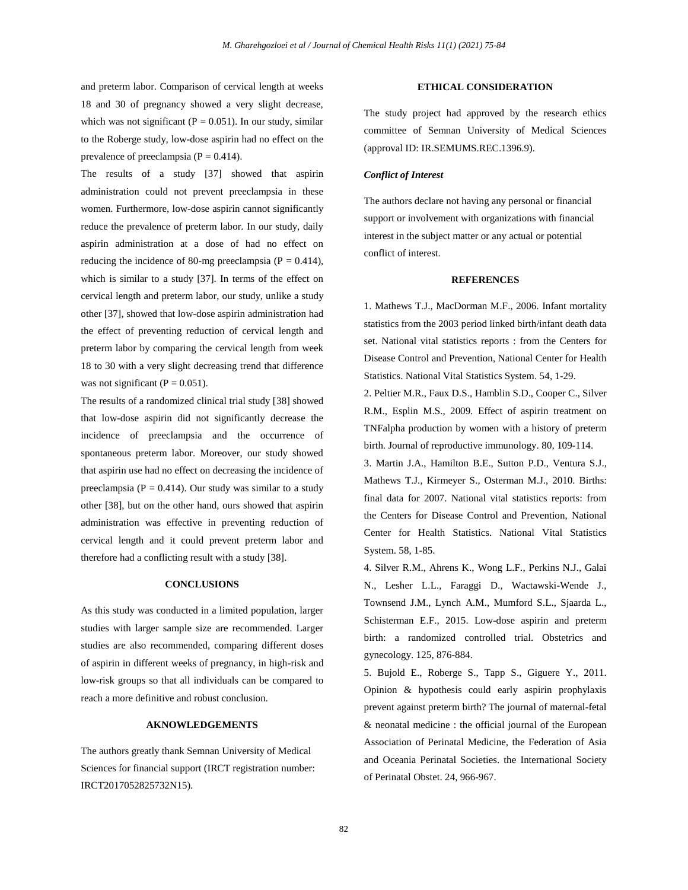and preterm labor. Comparison of cervical length at weeks 18 and 30 of pregnancy showed a very slight decrease, which was not significant (P = 0.051). In our study, similar to the Roberge study, low-dose aspirin had no effect on the prevalence of preeclampsia (P = 0.414).

The results of a study [37] showed that aspirin administration could not prevent preeclampsia in these women. Furthermore, low-dose aspirin cannot significantly reduce the prevalence of preterm labor. In our study, daily aspirin administration at a dose of had no effect on reducing the incidence of 80-mg preeclampsia (P = 0.414), which is similar to a study [37]. In terms of the effect on cervical length and preterm labor, our study, unlike a study other [37], showed that low-dose aspirin administration had the effect of preventing reduction of cervical length and preterm labor by comparing the cervical length from week 18 to 30 with a very slight decreasing trend that difference was not significant (P = 0.051).

The results of a randomized clinical trial study [38] showed that low-dose aspirin did not significantly decrease the incidence of preeclampsia and the occurrence of spontaneous preterm labor. Moreover, our study showed that aspirin use had no effect on decreasing the incidence of preeclampsia (P = 0.414). Our study was similar to a study other [38], but on the other hand, ours showed that aspirin administration was effective in preventing reduction of cervical length and it could prevent preterm labor and therefore had a conflicting result with a study [38].

## CONCLUSIONS

As this study was conducted in a limited population, larger studies with larger sample size are recommended. Larger studies are also recommended, comparing different doses of aspirin in different weeks of pregnancy, in high-risk and low-risk groups so that all individuals can be compared to reach a more definitive and robust conclusion.

## AKNOWLEDGEMENTS

The authors greatly thank Semnan University of Medical Sciences for financial support (IRCT registration number: IRCT2017052825732N15).

## ETHICAL CONSIDERATION

The study project had approved by the research ethics committee of Semnan University of Medical Sciences (approval ID: IR.SEMUMS.REC.1396.9).

### *Conflict of Interest*

The authors declare not having any personal or financial support or involvement with organizations with financial interest in the subject matter or any actual or potential conflict of interest.

## REFERENCES

1. Mathews T.J., MacDorman M.F., 2006. Infant mortality statistics from the 2003 period linked birth/infant death data set. National vital statistics reports : from the Centers for Disease Control and Prevention, National Center for Health Statistics. National Vital Statistics System. 54, 1-29.

2. Peltier M.R., Faux D.S., Hamblin S.D., Cooper C., Silver R.M., Esplin M.S., 2009. Effect of aspirin treatment on TNFalpha production by women with a history of preterm birth. Journal of reproductive immunology. 80, 109-114.

3. Martin J.A., Hamilton B.E., Sutton P.D., Ventura S.J., Mathews T.J., Kirmeyer S., Osterman M.J., 2010. Births: final data for 2007. National vital statistics reports: from the Centers for Disease Control and Prevention, National Center for Health Statistics. National Vital Statistics System. 58, 1-85.

4. Silver R.M., Ahrens K., Wong L.F., Perkins N.J., Galai N., Lesher L.L., Faraggi D., Wactawski-Wende J., Townsend J.M., Lynch A.M., Mumford S.L., Sjaarda L., Schisterman E.F., 2015. Low-dose aspirin and preterm birth: a randomized controlled trial. Obstetrics and gynecology. 125, 876-884.

5. Bujold E., Roberge S., Tapp S., Giguere Y., 2011. Opinion & hypothesis could early aspirin prophylaxis prevent against preterm birth? The journal of maternal-fetal & neonatal medicine : the official journal of the European Association of Perinatal Medicine, the Federation of Asia and Oceania Perinatal Societies. the International Society of Perinatal Obstet. 24, 966-967.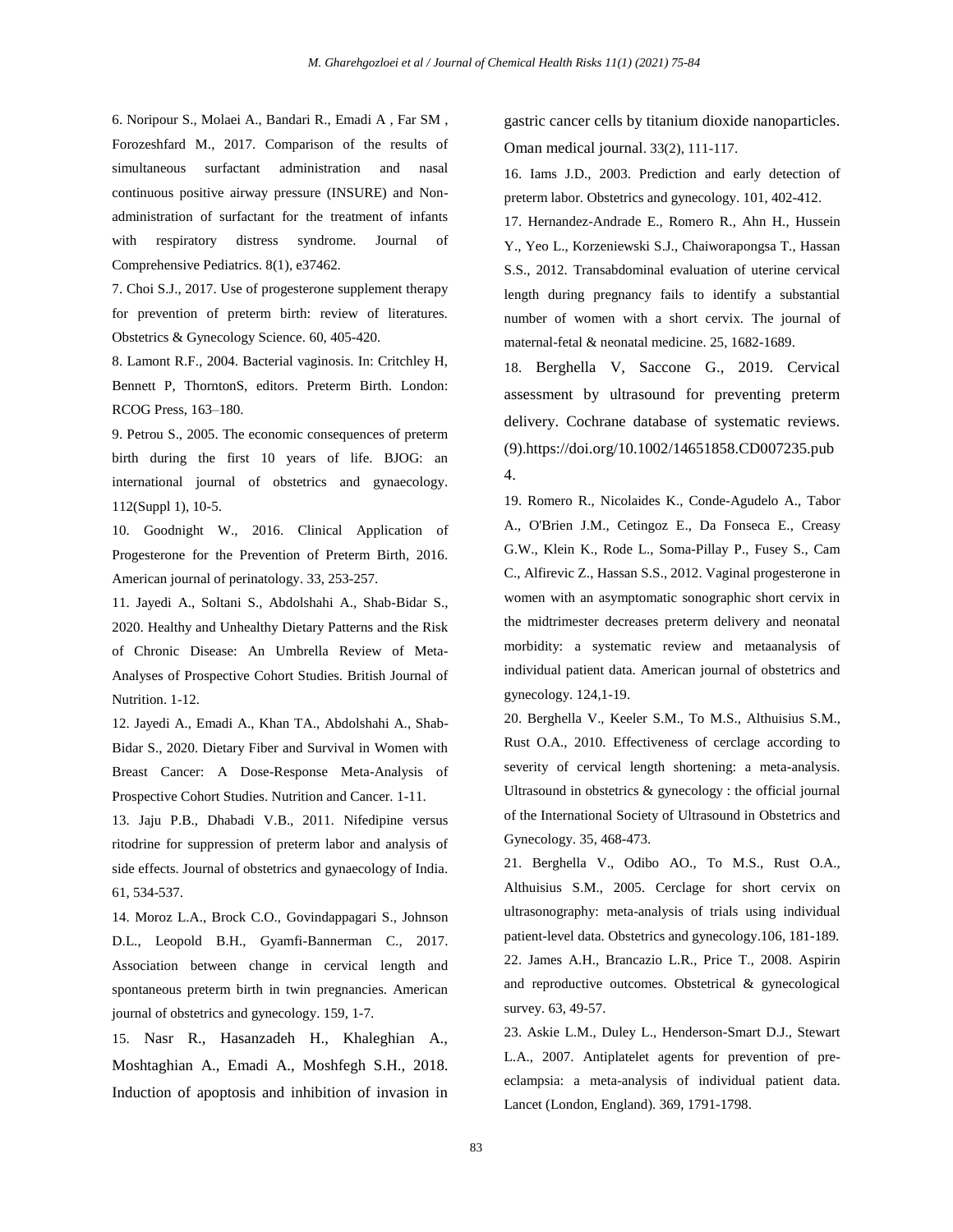6. Noripour S., Molaei A., Bandari R., Emadi A , Far SM , Forozeshfard M., 2017. Comparison of the results of simultaneous surfactant administration and nasal continuous positive airway pressure (INSURE) and Non-administration of surfactant for the treatment of infants with respiratory distress syndrome. Journal of Comprehensive Pediatrics. 8(1), e37462.

7. Choi S.J., 2017. Use of progesterone supplement therapy for prevention of preterm birth: review of literatures. Obstetrics & Gynecology Science. 60, 405-420.

8. Lamont R.F., 2004. Bacterial vaginosis. In: Critchley H, Bennett P, ThorntonS, editors. Preterm Birth. London: RCOG Press, 163–180.

9. Petrou S., 2005. The economic consequences of preterm birth during the first 10 years of life. BJOG: an international journal of obstetrics and gynaecology. 112(Suppl 1), 10-5.

10. Goodnight W., 2016. Clinical Application of Progesterone for the Prevention of Preterm Birth, 2016. American journal of perinatology. 33, 253-257.

11. Jayedi A., Soltani S., Abdolshahi A., Shab-Bidar S., 2020. Healthy and Unhealthy Dietary Patterns and the Risk of Chronic Disease: An Umbrella Review of Meta-Analyses of Prospective Cohort Studies. British Journal of Nutrition. 1-12.

12. Jayedi A., Emadi A., Khan TA., Abdolshahi A., Shab-Bidar S., 2020. Dietary Fiber and Survival in Women with Breast Cancer: A Dose-Response Meta-Analysis of Prospective Cohort Studies. Nutrition and Cancer. 1-11.

13. Jaju P.B., Dhabadi V.B., 2011. Nifedipine versus ritodrine for suppression of preterm labor and analysis of side effects. Journal of obstetrics and gynaecology of India. 61, 534-537.

14. Moroz L.A., Brock C.O., Govindappagari S., Johnson D.L., Leopold B.H., Gyamfi-Bannerman C., 2017. Association between change in cervical length and spontaneous preterm birth in twin pregnancies. American journal of obstetrics and gynecology. 159, 1-7.

15. Nasr R., Hasanzadeh H., Khaleghian A., Moshtaghian A., Emadi A., Moshfegh S.H., 2018. Induction of apoptosis and inhibition of invasion in gastric cancer cells by titanium dioxide nanoparticles. Oman medical journal. 33(2), 111-117.

16. Iams J.D., 2003. Prediction and early detection of preterm labor. Obstetrics and gynecology. 101, 402-412.

17. Hernandez-Andrade E., Romero R., Ahn H., Hussein Y., Yeo L., Korzeniewski S.J., Chaiworapongsa T., Hassan S.S., 2012. Transabdominal evaluation of uterine cervical length during pregnancy fails to identify a substantial number of women with a short cervix. The journal of maternal-fetal & neonatal medicine. 25, 1682-1689.

18. Berghella V, Saccone G., 2019. Cervical assessment by ultrasound for preventing preterm delivery. Cochrane database of systematic reviews. (9).https://doi.org/10.1002/14651858.CD007235.pub4.

19. Romero R., Nicolaides K., Conde-Agudelo A., Tabor A., O'Brien J.M., Cetingoz E., Da Fonseca E., Creasy G.W., Klein K., Rode L., Soma-Pillay P., Fusey S., Cam C., Alfirevic Z., Hassan S.S., 2012. Vaginal progesterone in women with an asymptomatic sonographic short cervix in the midtrimester decreases preterm delivery and neonatal morbidity: a systematic review and metaanalysis of individual patient data. American journal of obstetrics and gynecology. 124,1-19.

20. Berghella V., Keeler S.M., To M.S., Althuisius S.M., Rust O.A., 2010. Effectiveness of cerclage according to severity of cervical length shortening: a meta-analysis. Ultrasound in obstetrics & gynecology : the official journal of the International Society of Ultrasound in Obstetrics and Gynecology. 35, 468-473.

21. Berghella V., Odibo AO., To M.S., Rust O.A., Althuisius S.M., 2005. Cerclage for short cervix on ultrasonography: meta-analysis of trials using individual patient-level data. Obstetrics and gynecology.106, 181-189.

22. James A.H., Brancazio L.R., Price T., 2008. Aspirin and reproductive outcomes. Obstetrical & gynecological survey. 63, 49-57.

23. Askie L.M., Duley L., Henderson-Smart D.J., Stewart L.A., 2007. Antiplatelet agents for prevention of pre-eclampsia: a meta-analysis of individual patient data. Lancet (London, England). 369, 1791-1798.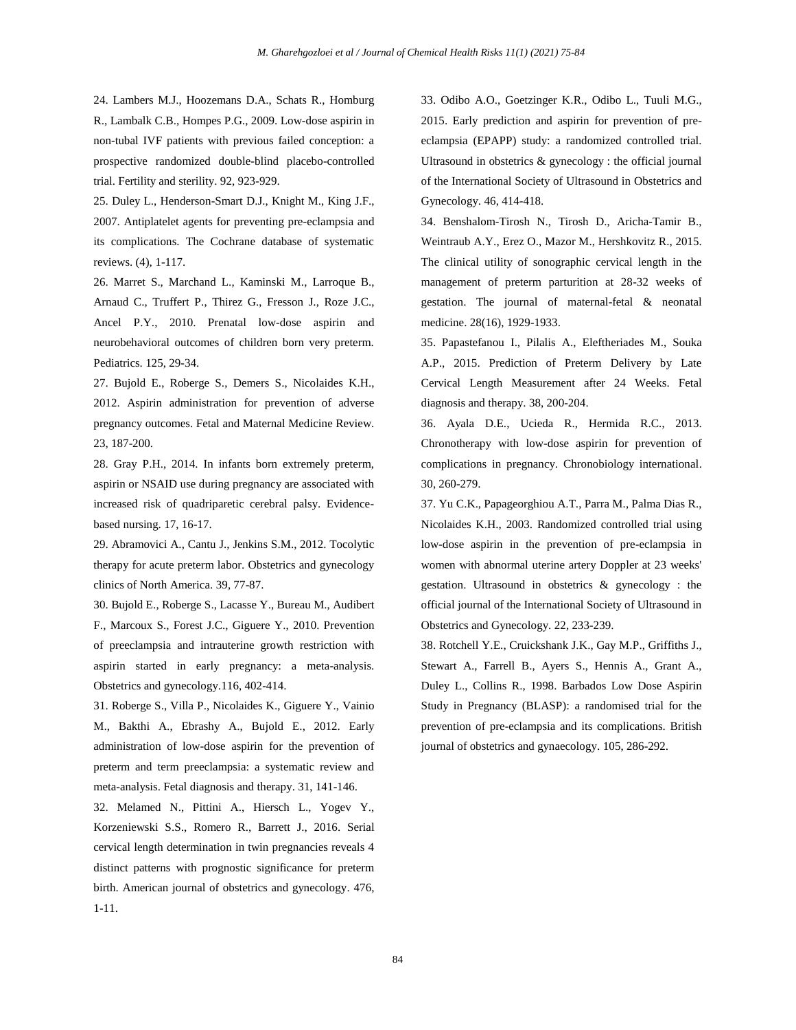24. Lambers M.J., Hoozemans D.A., Schats R., Homburg R., Lambalk C.B., Hompes P.G., 2009. Low-dose aspirin in non-tubal IVF patients with previous failed conception: a prospective randomized double-blind placebo-controlled trial. Fertility and sterility. 92, 923-929.

25. Duley L., Henderson-Smart D.J., Knight M., King J.F., 2007. Antiplatelet agents for preventing pre-eclampsia and its complications. The Cochrane database of systematic reviews. (4), 1-117.

26. Marret S., Marchand L., Kaminski M., Larroque B., Arnaud C., Truffert P., Thirez G., Fresson J., Roze J.C., Ancel P.Y., 2010. Prenatal low-dose aspirin and neurobehavioral outcomes of children born very preterm. Pediatrics. 125, 29-34.

27. Bujold E., Roberge S., Demers S., Nicolaides K.H., 2012. Aspirin administration for prevention of adverse pregnancy outcomes. Fetal and Maternal Medicine Review. 23, 187-200.

28. Gray P.H., 2014. In infants born extremely preterm, aspirin or NSAID use during pregnancy are associated with increased risk of quadriparetic cerebral palsy. Evidence-based nursing. 17, 16-17.

29. Abramovici A., Cantu J., Jenkins S.M., 2012. Tocolytic therapy for acute preterm labor. Obstetrics and gynecology clinics of North America. 39, 77-87.

30. Bujold E., Roberge S., Lacasse Y., Bureau M., Audibert F., Marcoux S., Forest J.C., Giguere Y., 2010. Prevention of preeclampsia and intrauterine growth restriction with aspirin started in early pregnancy: a meta-analysis. Obstetrics and gynecology.116, 402-414.

31. Roberge S., Villa P., Nicolaides K., Giguere Y., Vainio M., Bakthi A., Ebrashy A., Bujold E., 2012. Early administration of low-dose aspirin for the prevention of preterm and term preeclampsia: a systematic review and meta-analysis. Fetal diagnosis and therapy. 31, 141-146.

32. Melamed N., Pittini A., Hiersch L., Yogev Y., Korzeniewski S.S., Romero R., Barrett J., 2016. Serial cervical length determination in twin pregnancies reveals 4 distinct patterns with prognostic significance for preterm birth. American journal of obstetrics and gynecology. 476, 1-11.

33. Odibo A.O., Goetzinger K.R., Odibo L., Tuuli M.G., 2015. Early prediction and aspirin for prevention of pre-eclampsia (EPAPP) study: a randomized controlled trial. Ultrasound in obstetrics & gynecology : the official journal of the International Society of Ultrasound in Obstetrics and Gynecology. 46, 414-418.

34. Benshalom-Tirosh N., Tirosh D., Aricha-Tamir B., Weintraub A.Y., Erez O., Mazor M., Hershkovitz R., 2015. The clinical utility of sonographic cervical length in the management of preterm parturition at 28-32 weeks of gestation. The journal of maternal-fetal & neonatal medicine. 28(16), 1929-1933.

35. Papastefanou I., Pilalis A., Eleftheriades M., Souka A.P., 2015. Prediction of Preterm Delivery by Late Cervical Length Measurement after 24 Weeks. Fetal diagnosis and therapy. 38, 200-204.

36. Ayala D.E., Ucieda R., Hermida R.C., 2013. Chronotherapy with low-dose aspirin for prevention of complications in pregnancy. Chronobiology international. 30, 260-279.

37. Yu C.K., Papageorghiou A.T., Parra M., Palma Dias R., Nicolaides K.H., 2003. Randomized controlled trial using low-dose aspirin in the prevention of pre-eclampsia in women with abnormal uterine artery Doppler at 23 weeks' gestation. Ultrasound in obstetrics & gynecology : the official journal of the International Society of Ultrasound in Obstetrics and Gynecology. 22, 233-239.

38. Rotchell Y.E., Cruickshank J.K., Gay M.P., Griffiths J., Stewart A., Farrell B., Ayers S., Hennis A., Grant A., Duley L., Collins R., 1998. Barbados Low Dose Aspirin Study in Pregnancy (BLASP): a randomised trial for the prevention of pre-eclampsia and its complications. British journal of obstetrics and gynaecology. 105, 286-292.